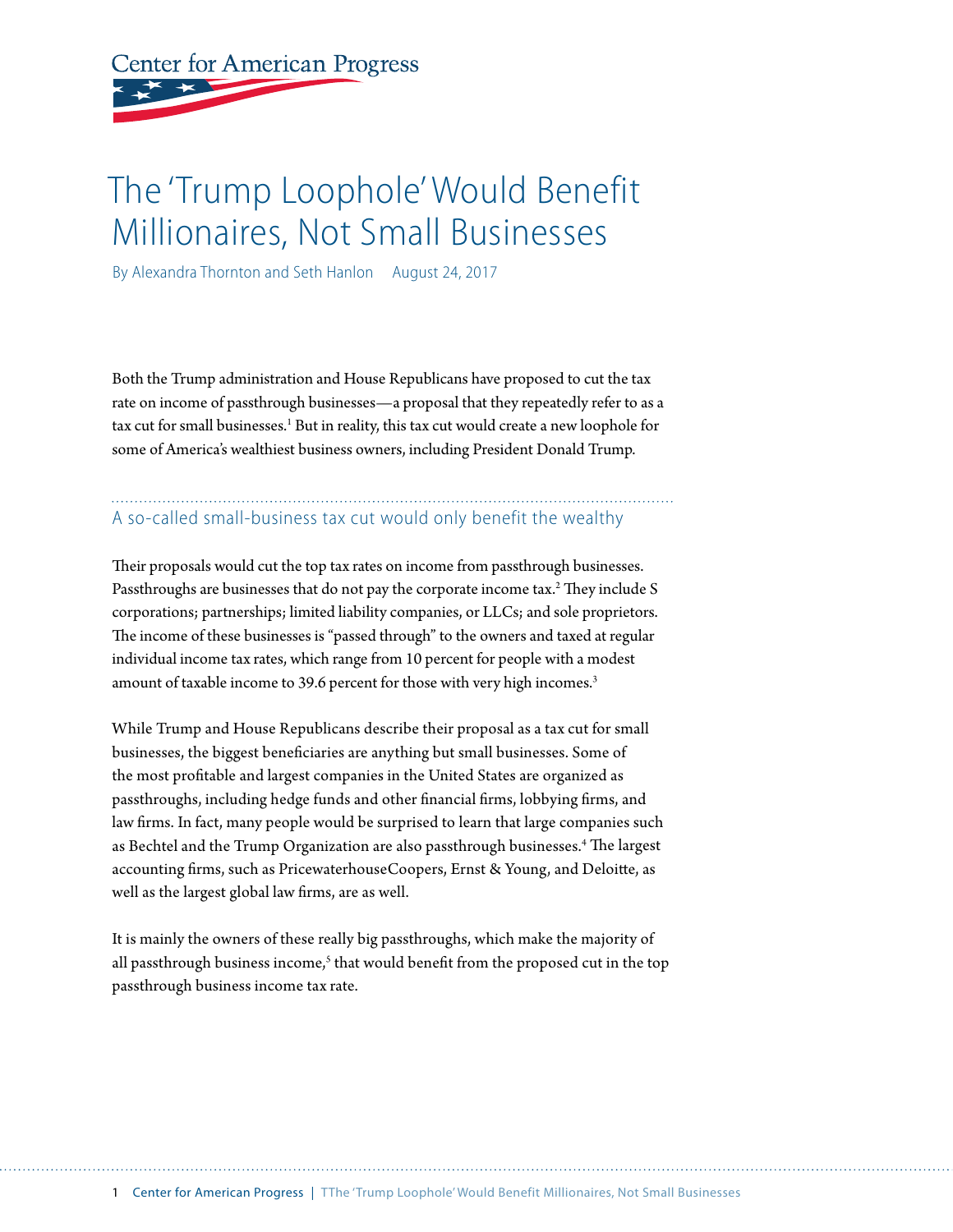Center for American Progress

# The 'Trump Loophole' Would Benefit Millionaires, Not Small Businesses

By Alexandra Thornton and Seth Hanlon August 24, 2017

Both the Trump administration and House Republicans have proposed to cut the tax rate on income of passthrough businesses—a proposal that they repeatedly refer to as a tax cut for small businesses.[1] But in reality, this tax cut would create a new loophole for some of America's wealthiest business owners, including President Donald Trump.

## A so-called small-business tax cut would only benefit the wealthy

Their proposals would cut the top tax rates on income from passthrough businesses. Passthroughs are businesses that do not pay the corporate income tax.[2] They include S corporations; partnerships; limited liability companies, or LLCs; and sole proprietors. The income of these businesses is "passed through" to the owners and taxed at regular individual income tax rates, which range from 10 percent for people with a modest amount of taxable income to 39.6 percent for those with very high incomes.[3]

While Trump and House Republicans describe their proposal as a tax cut for small businesses, the biggest beneficiaries are anything but small businesses. Some of the most profitable and largest companies in the United States are organized as passthroughs, including hedge funds and other financial firms, lobbying firms, and law firms. In fact, many people would be surprised to learn that large companies such as Bechtel and the Trump Organization are also passthrough businesses.[4] The largest accounting firms, such as PricewaterhouseCoopers, Ernst & Young, and Deloitte, as well as the largest global law firms, are as well.

It is mainly the owners of these really big passthroughs, which make the majority of all passthrough business income,[5] that would benefit from the proposed cut in the top passthrough business income tax rate.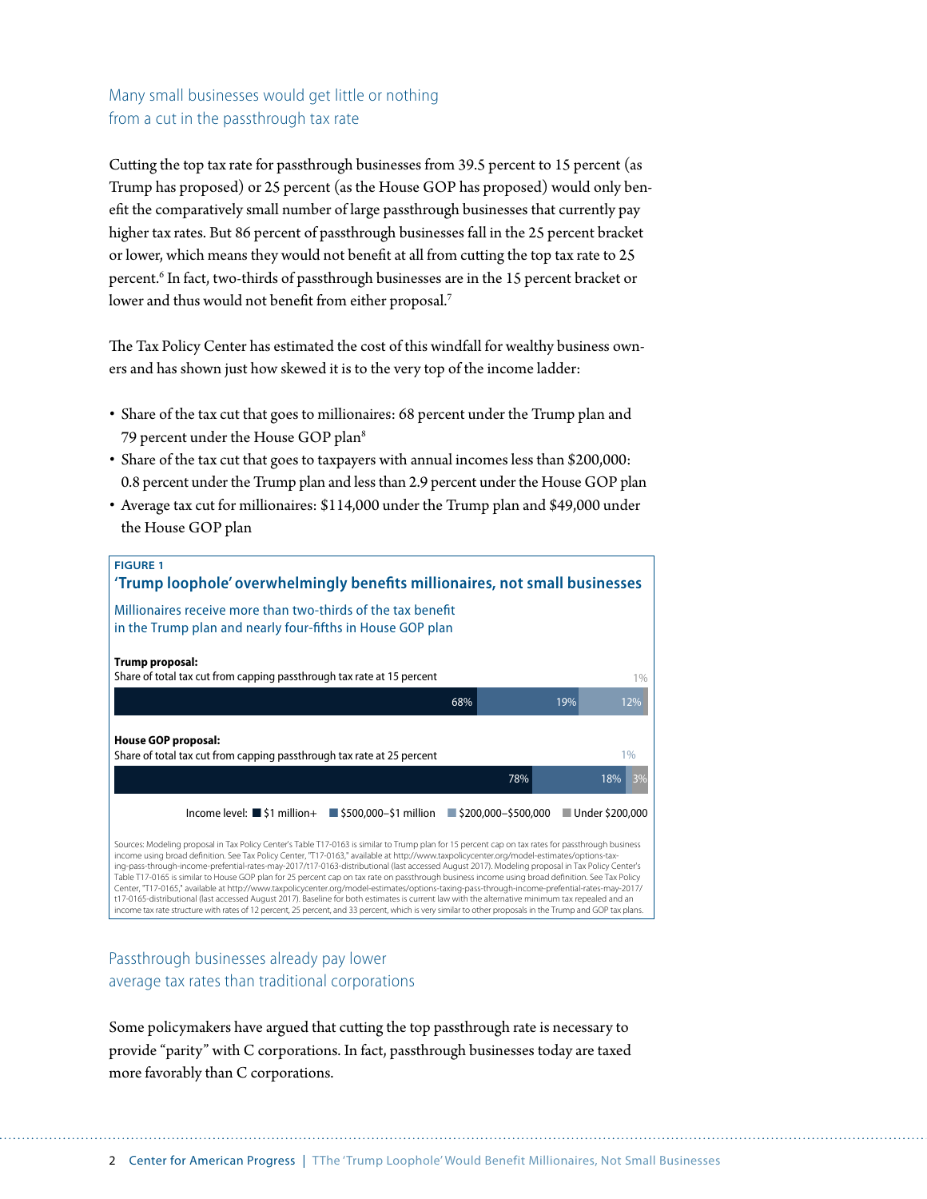## Many small businesses would get little or nothing from a cut in the passthrough tax rate

Cutting the top tax rate for passthrough businesses from 39.5 percent to 15 percent (as Trump has proposed) or 25 percent (as the House GOP has proposed) would only benefit the comparatively small number of large passthrough businesses that currently pay higher tax rates. But 86 percent of passthrough businesses fall in the 25 percent bracket or lower, which means they would not benefit at all from cutting the top tax rate to 25 percent.[6] In fact, two-thirds of passthrough businesses are in the 15 percent bracket or lower and thus would not benefit from either proposal.[7]

The Tax Policy Center has estimated the cost of this windfall for wealthy business owners and has shown just how skewed it is to the very top of the income ladder:

- Share of the tax cut that goes to millionaires: 68 percent under the Trump plan and 79 percent under the House GOP plan[8]
- Share of the tax cut that goes to taxpayers with annual incomes less than $200,000: 0.8 percent under the Trump plan and less than 2.9 percent under the House GOP plan
- Average tax cut for millionaires: $114,000 under the Trump plan and $49,000 under the House GOP plan

**FIGURE 1**

**'Trump loophole' overwhelmingly benefits millionaires, not small businesses**

Millionaires receive more than two-thirds of the tax benefit in the Trump plan and nearly four-fifths in House GOP plan

| Proposal | $1 million+ | $500,000–$1 million | $200,000–$500,000 | Under $200,000 |
|---|---|---|---|---|
| **Trump proposal:** Share of total tax cut from capping passthrough tax rate at 15 percent | 68% | 19% | 12% | 1% |
| **House GOP proposal:** Share of total tax cut from capping passthrough tax rate at 25 percent | 78% | 18% | 1% | 3% |

Sources: Modeling proposal in Tax Policy Center's Table T17-0163 is similar to Trump plan for 15 percent cap on tax rates for passthrough business income using broad definition. See Tax Policy Center, "T17-0163," available at http://www.taxpolicycenter.org/model-estimates/options-taxing-pass-through-income-prefential-rates-may-2017/t17-0163-distributional (last accessed August 2017). Modeling proposal in Tax Policy Center's Table T17-0165 is similar to House GOP plan for 25 percent cap on tax rate on passthrough business income using broad definition. See Tax Policy Center, "T17-0165," available at http://www.taxpolicycenter.org/model-estimates/options-taxing-pass-through-income-prefential-rates-may-2017/t17-0165-distributional (last accessed August 2017). Baseline for both estimates is current law with the alternative minimum tax repealed and an income tax rate structure with rates of 12 percent, 25 percent, and 33 percent, which is very similar to other proposals in the Trump and GOP tax plans.

## Passthrough businesses already pay lower average tax rates than traditional corporations

Some policymakers have argued that cutting the top passthrough rate is necessary to provide "parity" with C corporations. In fact, passthrough businesses today are taxed more favorably than C corporations.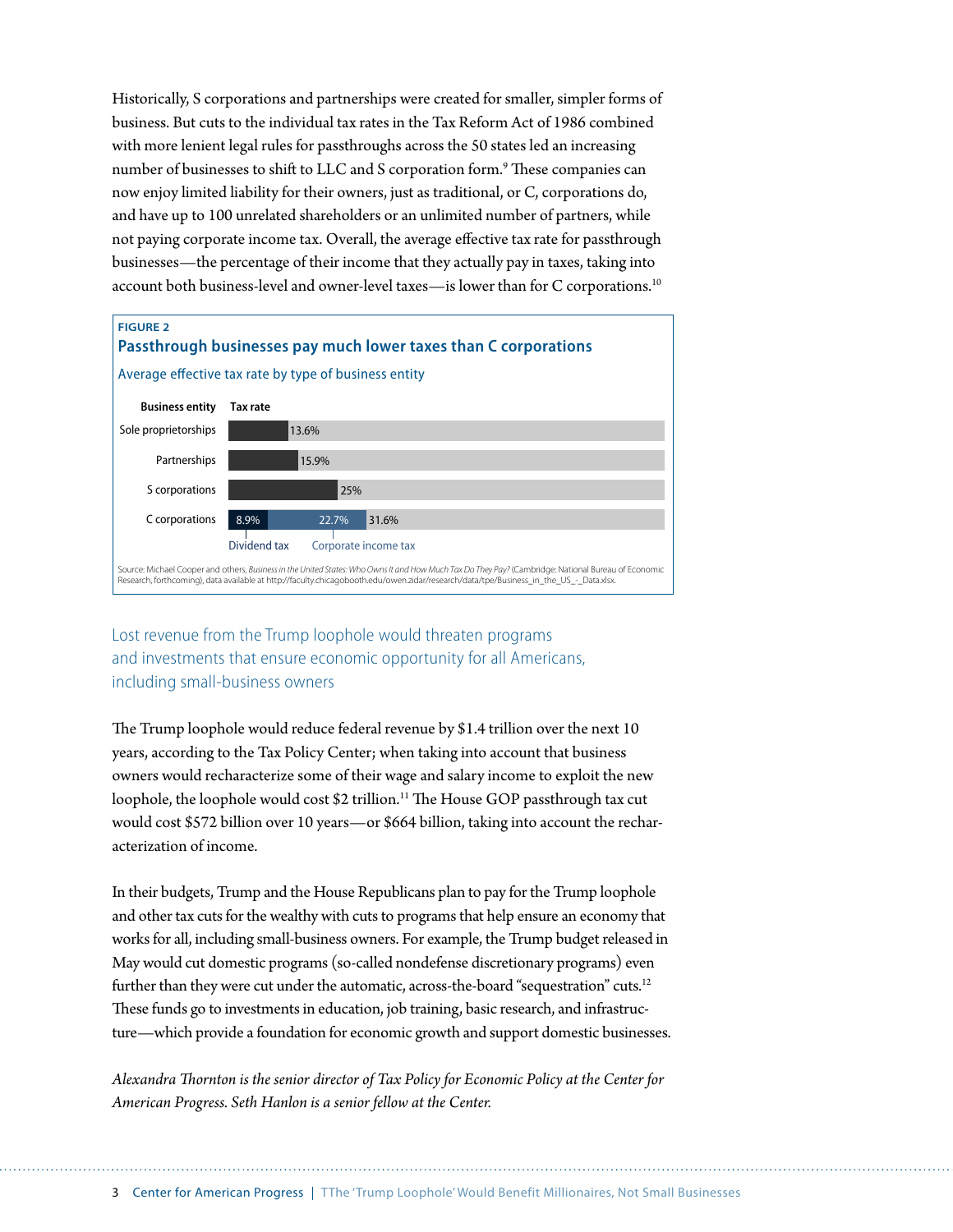Historically, S corporations and partnerships were created for smaller, simpler forms of business. But cuts to the individual tax rates in the Tax Reform Act of 1986 combined with more lenient legal rules for passthroughs across the 50 states led an increasing number of businesses to shift to LLC and S corporation form.[9] These companies can now enjoy limited liability for their owners, just as traditional, or C, corporations do, and have up to 100 unrelated shareholders or an unlimited number of partners, while not paying corporate income tax. Overall, the average effective tax rate for passthrough businesses—the percentage of their income that they actually pay in taxes, taking into account both business-level and owner-level taxes—is lower than for C corporations.[10]

**FIGURE 2**

**Passthrough businesses pay much lower taxes than C corporations**

Average effective tax rate by type of business entity

| Business entity | Tax rate |
| --- | --- |
| Sole proprietorships | 13.6% |
| Partnerships | 15.9% |
| S corporations | 25% |
| C corporations | 31.6% (Dividend tax: 8.9%; Corporate income tax: 22.7%) |

Source: Michael Cooper and others, *Business in the United States: Who Owns It and How Much Tax Do They Pay?* (Cambridge: National Bureau of Economic Research, forthcoming), data available at http://faculty.chicagobooth.edu/owen.zidar/research/data/tpe/Business_in_the_US_-_Data.xlsx.

## Lost revenue from the Trump loophole would threaten programs and investments that ensure economic opportunity for all Americans, including small-business owners

The Trump loophole would reduce federal revenue by $1.4 trillion over the next 10 years, according to the Tax Policy Center; when taking into account that business owners would recharacterize some of their wage and salary income to exploit the new loophole, the loophole would cost $2 trillion.[11] The House GOP passthrough tax cut would cost $572 billion over 10 years—or $664 billion, taking into account the recharacterization of income.

In their budgets, Trump and the House Republicans plan to pay for the Trump loophole and other tax cuts for the wealthy with cuts to programs that help ensure an economy that works for all, including small-business owners. For example, the Trump budget released in May would cut domestic programs (so-called nondefense discretionary programs) even further than they were cut under the automatic, across-the-board "sequestration" cuts.[12] These funds go to investments in education, job training, basic research, and infrastructure—which provide a foundation for economic growth and support domestic businesses.

*Alexandra Thornton is the senior director of Tax Policy for Economic Policy at the Center for American Progress. Seth Hanlon is a senior fellow at the Center.*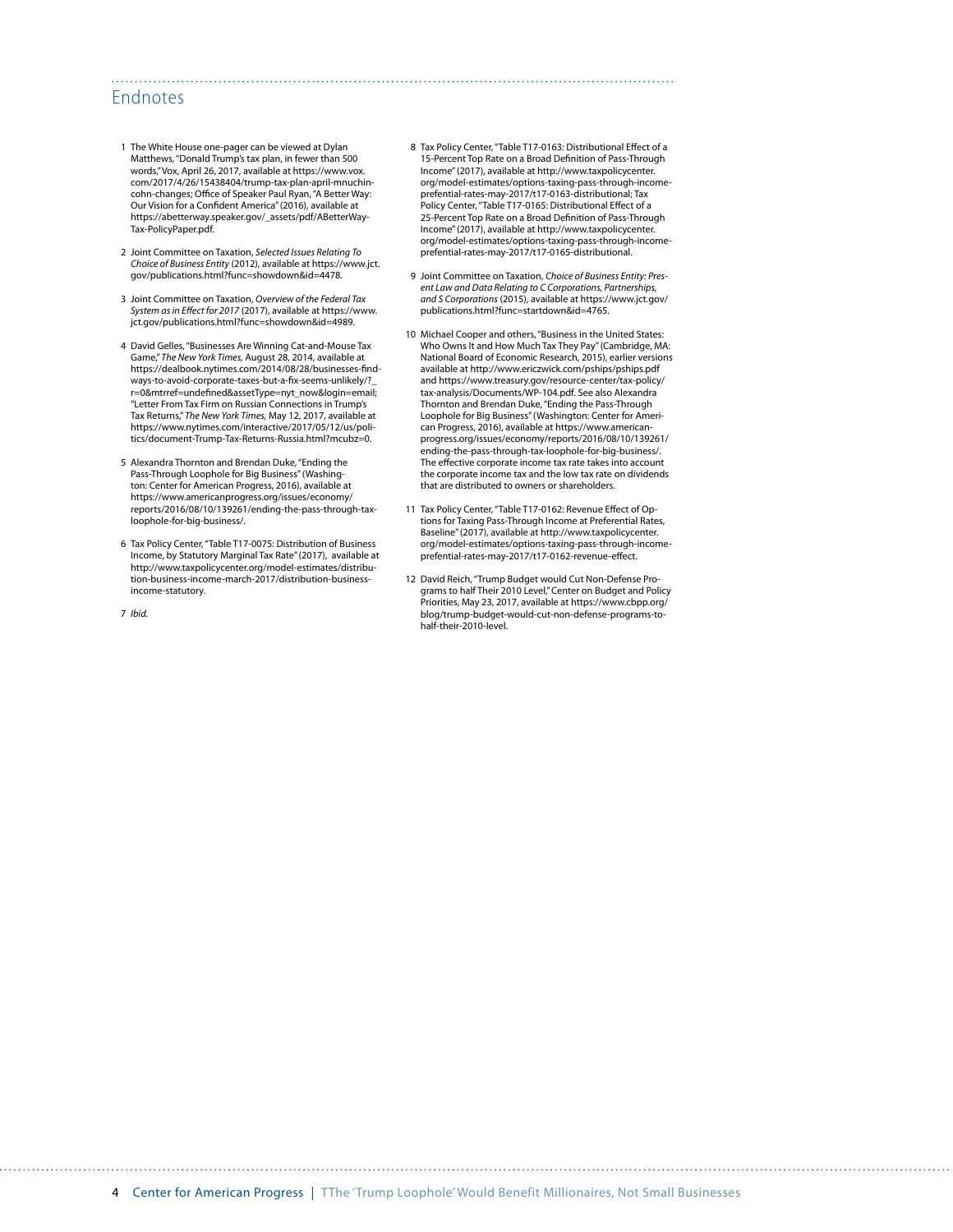## Endnotes

1 The White House one-pager can be viewed at Dylan Matthews, "Donald Trump's tax plan, in fewer than 500 words," Vox, April 26, 2017, available at https://www.vox.com/2017/4/26/15438404/trump-tax-plan-april-mnuchin-cohn-changes; Office of Speaker Paul Ryan, "A Better Way: Our Vision for a Confident America" (2016), available at https://abetterway.speaker.gov/_assets/pdf/ABetterWay-Tax-PolicyPaper.pdf.

2 Joint Committee on Taxation, *Selected Issues Relating To Choice of Business Entity* (2012), available at https://www.jct.gov/publications.html?func=showdown&id=4478.

3 Joint Committee on Taxation, *Overview of the Federal Tax System as in Effect for 2017* (2017), available at https://www.jct.gov/publications.html?func=showdown&id=4989.

4 David Gelles, "Businesses Are Winning Cat-and-Mouse Tax Game," *The New York Times,* August 28, 2014, available at https://dealbook.nytimes.com/2014/08/28/businesses-find-ways-to-avoid-corporate-taxes-but-a-fix-seems-unlikely/?_r=0&mtrref=undefined&assetType=nyt_now&login=email; "Letter From Tax Firm on Russian Connections in Trump's Tax Returns," *The New York Times,* May 12, 2017, available at https://www.nytimes.com/interactive/2017/05/12/us/politics/document-Trump-Tax-Returns-Russia.html?mcubz=0.

5 Alexandra Thornton and Brendan Duke, "Ending the Pass-Through Loophole for Big Business" (Washington: Center for American Progress, 2016), available at https://www.americanprogress.org/issues/economy/reports/2016/08/10/139261/ending-the-pass-through-tax-loophole-for-big-business/.

6 Tax Policy Center, "Table T17-0075: Distribution of Business Income, by Statutory Marginal Tax Rate" (2017), available at http://www.taxpolicycenter.org/model-estimates/distribution-business-income-march-2017/distribution-business-income-statutory.

7 *Ibid.*

8 Tax Policy Center, "Table T17-0163: Distributional Effect of a 15-Percent Top Rate on a Broad Definition of Pass-Through Income" (2017), available at http://www.taxpolicycenter.org/model-estimates/options-taxing-pass-through-income-prefential-rates-may-2017/t17-0163-distributional; Tax Policy Center, "Table T17-0165: Distributional Effect of a 25-Percent Top Rate on a Broad Definition of Pass-Through Income" (2017), available at http://www.taxpolicycenter.org/model-estimates/options-taxing-pass-through-income-prefential-rates-may-2017/t17-0165-distributional.

9 Joint Committee on Taxation, *Choice of Business Entity: Present Law and Data Relating to C Corporations, Partnerships, and S Corporations* (2015), available at https://www.jct.gov/publications.html?func=startdown&id=4765.

10 Michael Cooper and others, "Business in the United States: Who Owns It and How Much Tax They Pay" (Cambridge, MA: National Board of Economic Research, 2015), earlier versions available at http://www.ericzwick.com/pships/pships.pdf and https://www.treasury.gov/resource-center/tax-policy/tax-analysis/Documents/WP-104.pdf. See also Alexandra Thornton and Brendan Duke, "Ending the Pass-Through Loophole for Big Business" (Washington: Center for American Progress, 2016), available at https://www.americanprogress.org/issues/economy/reports/2016/08/10/139261/ending-the-pass-through-tax-loophole-for-big-business/. The effective corporate income tax rate takes into account the corporate income tax and the low tax rate on dividends that are distributed to owners or shareholders.

11 Tax Policy Center, "Table T17-0162: Revenue Effect of Options for Taxing Pass-Through Income at Preferential Rates, Baseline" (2017), available at http://www.taxpolicycenter.org/model-estimates/options-taxing-pass-through-income-prefential-rates-may-2017/t17-0162-revenue-effect.

12 David Reich, "Trump Budget would Cut Non-Defense Programs to half Their 2010 Level," Center on Budget and Policy Priorities, May 23, 2017, available at https://www.cbpp.org/blog/trump-budget-would-cut-non-defense-programs-to-half-their-2010-level.